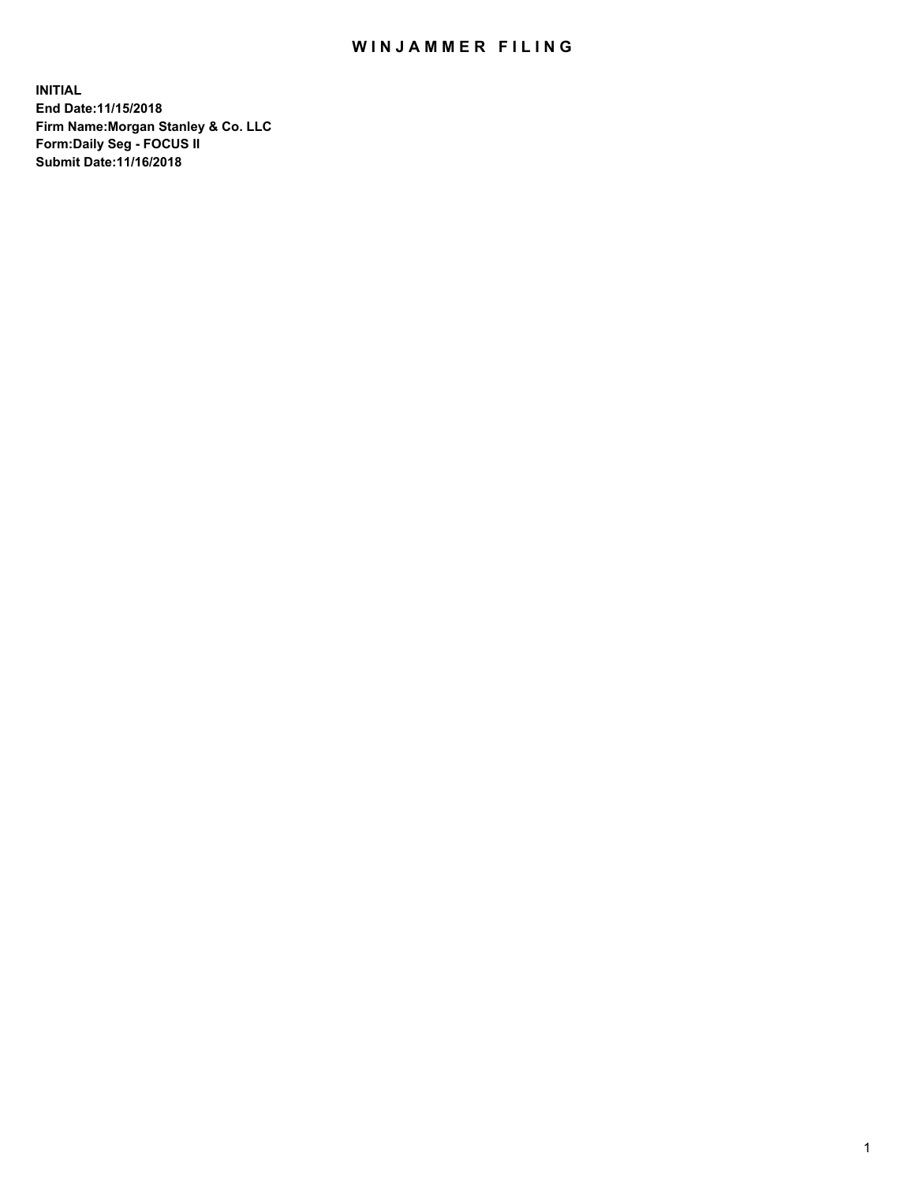# WINJAMMER FILING

**INITIAL**
**End Date:11/15/2018**
**Firm Name:Morgan Stanley & Co. LLC**
**Form:Daily Seg - FOCUS II**
**Submit Date:11/16/2018**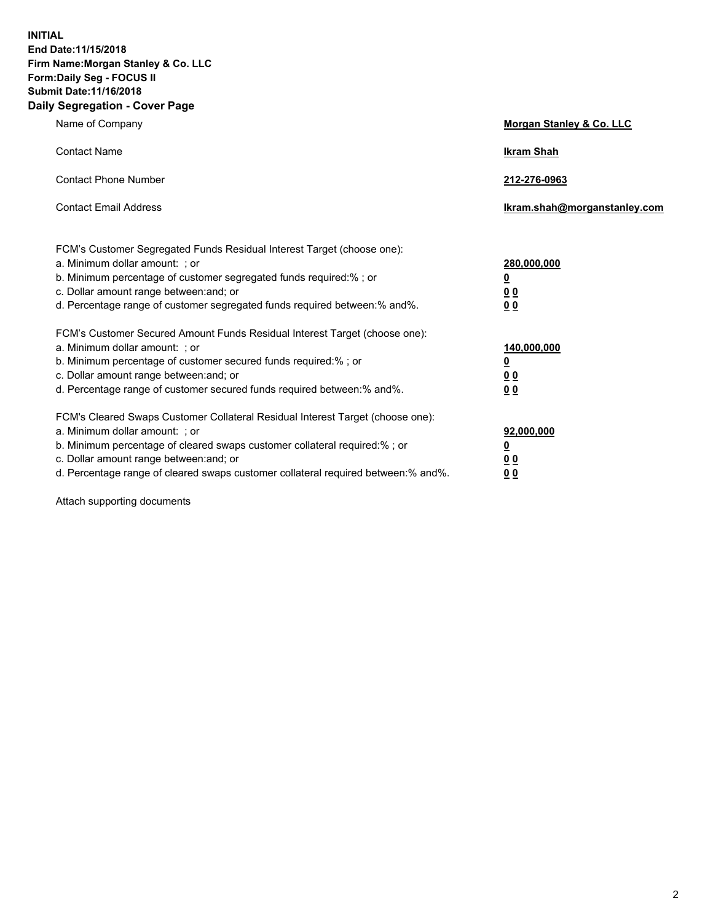**INITIAL**
**End Date:11/15/2018**
**Firm Name:Morgan Stanley & Co. LLC**
**Form:Daily Seg - FOCUS II**
**Submit Date:11/16/2018**

## Daily Segregation - Cover Page

| | |
|---|---|
| Name of Company | **Morgan Stanley & Co. LLC** |
| Contact Name | **Ikram Shah** |
| Contact Phone Number | **212-276-0963** |
| Contact Email Address | **Ikram.shah@morganstanley.com** |

| | |
|---|---|
| FCM's Customer Segregated Funds Residual Interest Target (choose one): | |
| a. Minimum dollar amount: ; or | **280,000,000** |
| b. Minimum percentage of customer segregated funds required:% ; or | **0** |
| c. Dollar amount range between:and; or | **0 0** |
| d. Percentage range of customer segregated funds required between:% and%. | **0 0** |
| FCM's Customer Secured Amount Funds Residual Interest Target (choose one): | |
| a. Minimum dollar amount: ; or | **140,000,000** |
| b. Minimum percentage of customer secured funds required:% ; or | **0** |
| c. Dollar amount range between:and; or | **0 0** |
| d. Percentage range of customer secured funds required between:% and%. | **0 0** |
| FCM's Cleared Swaps Customer Collateral Residual Interest Target (choose one): | |
| a. Minimum dollar amount: ; or | **92,000,000** |
| b. Minimum percentage of cleared swaps customer collateral required:% ; or | **0** |
| c. Dollar amount range between:and; or | **0 0** |
| d. Percentage range of cleared swaps customer collateral required between:% and%. | **0 0** |

Attach supporting documents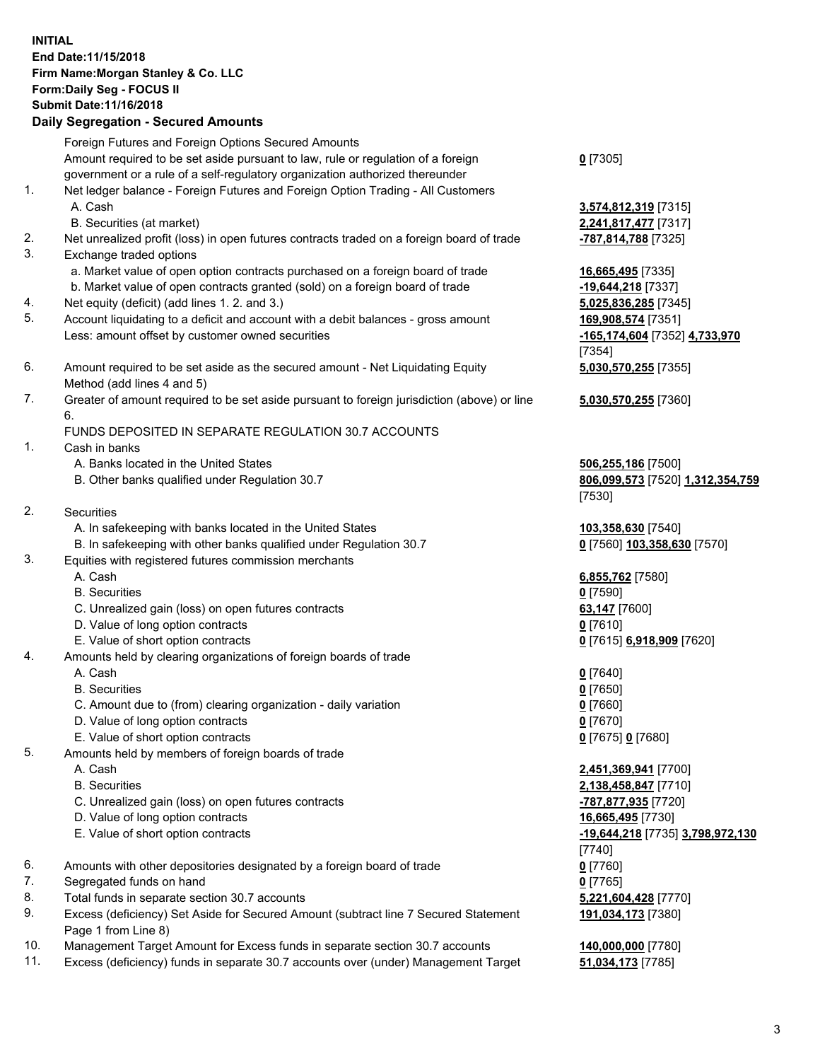**INITIAL**
**End Date:11/15/2018**
**Firm Name:Morgan Stanley & Co. LLC**
**Form:Daily Seg - FOCUS II**
**Submit Date:11/16/2018**

## Daily Segregation - Secured Amounts

| | | |
|---|---|---|
| | Foreign Futures and Foreign Options Secured Amounts | |
| | Amount required to be set aside pursuant to law, rule or regulation of a foreign government or a rule of a self-regulatory organization authorized thereunder | **0** [7305] |
| 1. | Net ledger balance - Foreign Futures and Foreign Option Trading - All Customers | |
| | A. Cash | **3,574,812,319** [7315] |
| | B. Securities (at market) | **2,241,817,477** [7317] |
| 2. | Net unrealized profit (loss) in open futures contracts traded on a foreign board of trade | **-787,814,788** [7325] |
| 3. | Exchange traded options | |
| | a. Market value of open option contracts purchased on a foreign board of trade | **16,665,495** [7335] |
| | b. Market value of open contracts granted (sold) on a foreign board of trade | **-19,644,218** [7337] |
| 4. | Net equity (deficit) (add lines 1. 2. and 3.) | **5,025,836,285** [7345] |
| 5. | Account liquidating to a deficit and account with a debit balances - gross amount | **169,908,574** [7351] |
| | Less: amount offset by customer owned securities | **-165,174,604** [7352] **4,733,970** [7354] |
| 6. | Amount required to be set aside as the secured amount - Net Liquidating Equity Method (add lines 4 and 5) | **5,030,570,255** [7355] |
| 7. | Greater of amount required to be set aside pursuant to foreign jurisdiction (above) or line 6. | **5,030,570,255** [7360] |
| | FUNDS DEPOSITED IN SEPARATE REGULATION 30.7 ACCOUNTS | |
| 1. | Cash in banks | |
| | A. Banks located in the United States | **506,255,186** [7500] |
| | B. Other banks qualified under Regulation 30.7 | **806,099,573** [7520] **1,312,354,759** [7530] |
| 2. | Securities | |
| | A. In safekeeping with banks located in the United States | **103,358,630** [7540] |
| | B. In safekeeping with other banks qualified under Regulation 30.7 | **0** [7560] **103,358,630** [7570] |
| 3. | Equities with registered futures commission merchants | |
| | A. Cash | **6,855,762** [7580] |
| | B. Securities | **0** [7590] |
| | C. Unrealized gain (loss) on open futures contracts | **63,147** [7600] |
| | D. Value of long option contracts | **0** [7610] |
| | E. Value of short option contracts | **0** [7615] **6,918,909** [7620] |
| 4. | Amounts held by clearing organizations of foreign boards of trade | |
| | A. Cash | **0** [7640] |
| | B. Securities | **0** [7650] |
| | C. Amount due to (from) clearing organization - daily variation | **0** [7660] |
| | D. Value of long option contracts | **0** [7670] |
| | E. Value of short option contracts | **0** [7675] **0** [7680] |
| 5. | Amounts held by members of foreign boards of trade | |
| | A. Cash | **2,451,369,941** [7700] |
| | B. Securities | **2,138,458,847** [7710] |
| | C. Unrealized gain (loss) on open futures contracts | **-787,877,935** [7720] |
| | D. Value of long option contracts | **16,665,495** [7730] |
| | E. Value of short option contracts | **-19,644,218** [7735] **3,798,972,130** [7740] |
| 6. | Amounts with other depositories designated by a foreign board of trade | **0** [7760] |
| 7. | Segregated funds on hand | **0** [7765] |
| 8. | Total funds in separate section 30.7 accounts | **5,221,604,428** [7770] |
| 9. | Excess (deficiency) Set Aside for Secured Amount (subtract line 7 Secured Statement Page 1 from Line 8) | **191,034,173** [7380] |
| 10. | Management Target Amount for Excess funds in separate section 30.7 accounts | **140,000,000** [7780] |
| 11. | Excess (deficiency) funds in separate 30.7 accounts over (under) Management Target | **51,034,173** [7785] |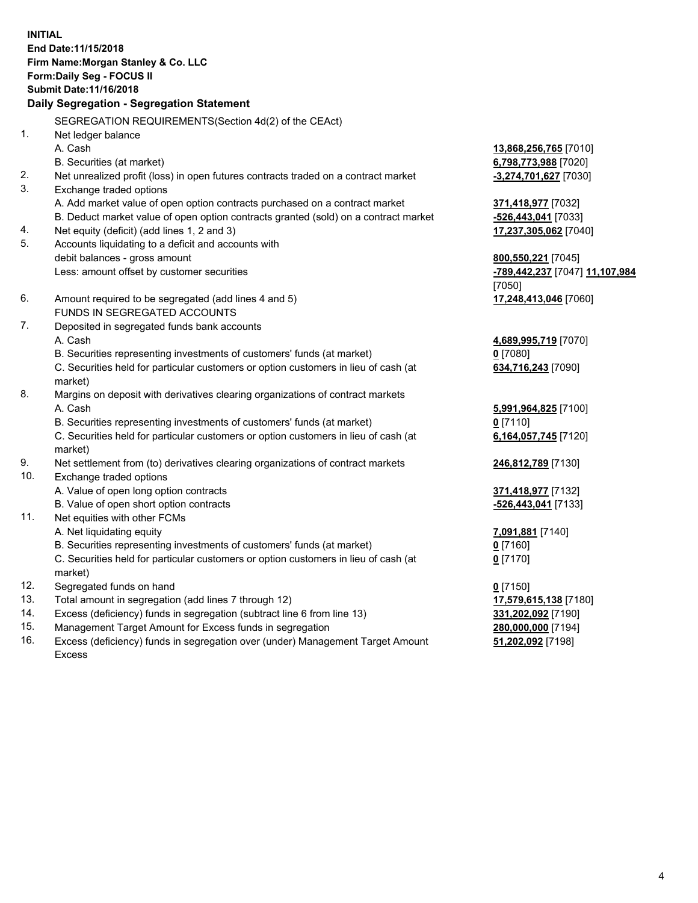**INITIAL**
**End Date:11/15/2018**
**Firm Name:Morgan Stanley & Co. LLC**
**Form:Daily Seg - FOCUS II**
**Submit Date:11/16/2018**

**Daily Segregation - Segregation Statement**

SEGREGATION REQUIREMENTS(Section 4d(2) of the CEAct)

| | | |
|---|---|---|
| 1. | Net ledger balance | |
| | A. Cash | **13,868,256,765** [7010] |
| | B. Securities (at market) | **6,798,773,988** [7020] |
| 2. | Net unrealized profit (loss) in open futures contracts traded on a contract market | **-3,274,701,627** [7030] |
| 3. | Exchange traded options | |
| | A. Add market value of open option contracts purchased on a contract market | **371,418,977** [7032] |
| | B. Deduct market value of open option contracts granted (sold) on a contract market | **-526,443,041** [7033] |
| 4. | Net equity (deficit) (add lines 1, 2 and 3) | **17,237,305,062** [7040] |
| 5. | Accounts liquidating to a deficit and accounts with debit balances - gross amount | **800,550,221** [7045] |
| | Less: amount offset by customer securities | **-789,442,237** [7047] **11,107,984** [7050] |
| 6. | Amount required to be segregated (add lines 4 and 5) | **17,248,413,046** [7060] |
| | FUNDS IN SEGREGATED ACCOUNTS | |
| 7. | Deposited in segregated funds bank accounts | |
| | A. Cash | **4,689,995,719** [7070] |
| | B. Securities representing investments of customers' funds (at market) | **0** [7080] |
| | C. Securities held for particular customers or option customers in lieu of cash (at market) | **634,716,243** [7090] |
| 8. | Margins on deposit with derivatives clearing organizations of contract markets | |
| | A. Cash | **5,991,964,825** [7100] |
| | B. Securities representing investments of customers' funds (at market) | **0** [7110] |
| | C. Securities held for particular customers or option customers in lieu of cash (at market) | **6,164,057,745** [7120] |
| 9. | Net settlement from (to) derivatives clearing organizations of contract markets | **246,812,789** [7130] |
| 10. | Exchange traded options | |
| | A. Value of open long option contracts | **371,418,977** [7132] |
| | B. Value of open short option contracts | **-526,443,041** [7133] |
| 11. | Net equities with other FCMs | |
| | A. Net liquidating equity | **7,091,881** [7140] |
| | B. Securities representing investments of customers' funds (at market) | **0** [7160] |
| | C. Securities held for particular customers or option customers in lieu of cash (at market) | **0** [7170] |
| 12. | Segregated funds on hand | **0** [7150] |
| 13. | Total amount in segregation (add lines 7 through 12) | **17,579,615,138** [7180] |
| 14. | Excess (deficiency) funds in segregation (subtract line 6 from line 13) | **331,202,092** [7190] |
| 15. | Management Target Amount for Excess funds in segregation | **280,000,000** [7194] |
| 16. | Excess (deficiency) funds in segregation over (under) Management Target Amount Excess | **51,202,092** [7198] |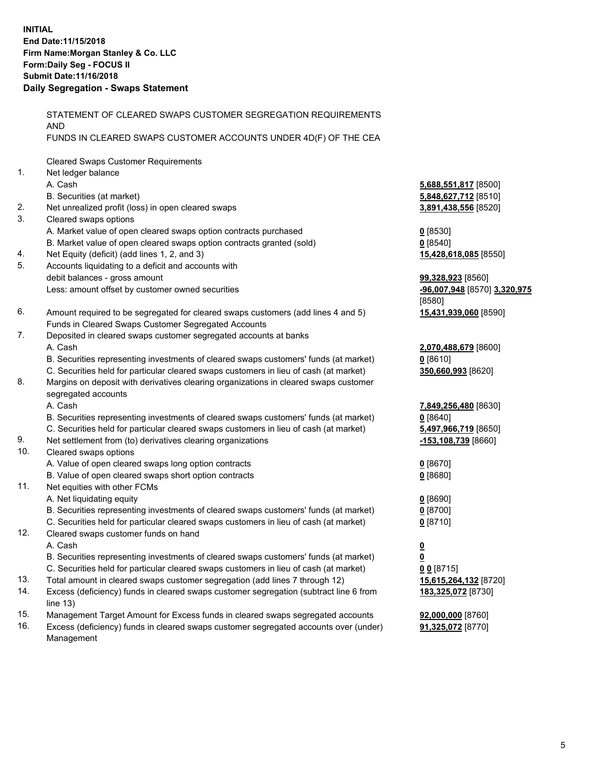**INITIAL**
**End Date:11/15/2018**
**Firm Name:Morgan Stanley & Co. LLC**
**Form:Daily Seg - FOCUS II**
**Submit Date:11/16/2018**
**Daily Segregation - Swaps Statement**

STATEMENT OF CLEARED SWAPS CUSTOMER SEGREGATION REQUIREMENTS AND FUNDS IN CLEARED SWAPS CUSTOMER ACCOUNTS UNDER 4D(F) OF THE CEA

| | | |
|---|---|---|
| | Cleared Swaps Customer Requirements | |
| 1. | Net ledger balance | |
| | A. Cash | **5,688,551,817** [8500] |
| | B. Securities (at market) | **5,848,627,712** [8510] |
| 2. | Net unrealized profit (loss) in open cleared swaps | **3,891,438,556** [8520] |
| 3. | Cleared swaps options | |
| | A. Market value of open cleared swaps option contracts purchased | **0** [8530] |
| | B. Market value of open cleared swaps option contracts granted (sold) | **0** [8540] |
| 4. | Net Equity (deficit) (add lines 1, 2, and 3) | **15,428,618,085** [8550] |
| 5. | Accounts liquidating to a deficit and accounts with debit balances - gross amount | **99,328,923** [8560] |
| | Less: amount offset by customer owned securities | **-96,007,948** [8570] **3,320,975** [8580] |
| 6. | Amount required to be segregated for cleared swaps customers (add lines 4 and 5) | **15,431,939,060** [8590] |
| | Funds in Cleared Swaps Customer Segregated Accounts | |
| 7. | Deposited in cleared swaps customer segregated accounts at banks | |
| | A. Cash | **2,070,488,679** [8600] |
| | B. Securities representing investments of cleared swaps customers' funds (at market) | **0** [8610] |
| | C. Securities held for particular cleared swaps customers in lieu of cash (at market) | **350,660,993** [8620] |
| 8. | Margins on deposit with derivatives clearing organizations in cleared swaps customer segregated accounts | |
| | A. Cash | **7,849,256,480** [8630] |
| | B. Securities representing investments of cleared swaps customers' funds (at market) | **0** [8640] |
| | C. Securities held for particular cleared swaps customers in lieu of cash (at market) | **5,497,966,719** [8650] |
| 9. | Net settlement from (to) derivatives clearing organizations | **-153,108,739** [8660] |
| 10. | Cleared swaps options | |
| | A. Value of open cleared swaps long option contracts | **0** [8670] |
| | B. Value of open cleared swaps short option contracts | **0** [8680] |
| 11. | Net equities with other FCMs | |
| | A. Net liquidating equity | **0** [8690] |
| | B. Securities representing investments of cleared swaps customers' funds (at market) | **0** [8700] |
| | C. Securities held for particular cleared swaps customers in lieu of cash (at market) | **0** [8710] |
| 12. | Cleared swaps customer funds on hand | |
| | A. Cash | **0** |
| | B. Securities representing investments of cleared swaps customers' funds (at market) | **0** |
| | C. Securities held for particular cleared swaps customers in lieu of cash (at market) | **0** **0** [8715] |
| 13. | Total amount in cleared swaps customer segregation (add lines 7 through 12) | **15,615,264,132** [8720] |
| 14. | Excess (deficiency) funds in cleared swaps customer segregation (subtract line 6 from line 13) | **183,325,072** [8730] |
| 15. | Management Target Amount for Excess funds in cleared swaps segregated accounts | **92,000,000** [8760] |
| 16. | Excess (deficiency) funds in cleared swaps customer segregated accounts over (under) Management | **91,325,072** [8770] |